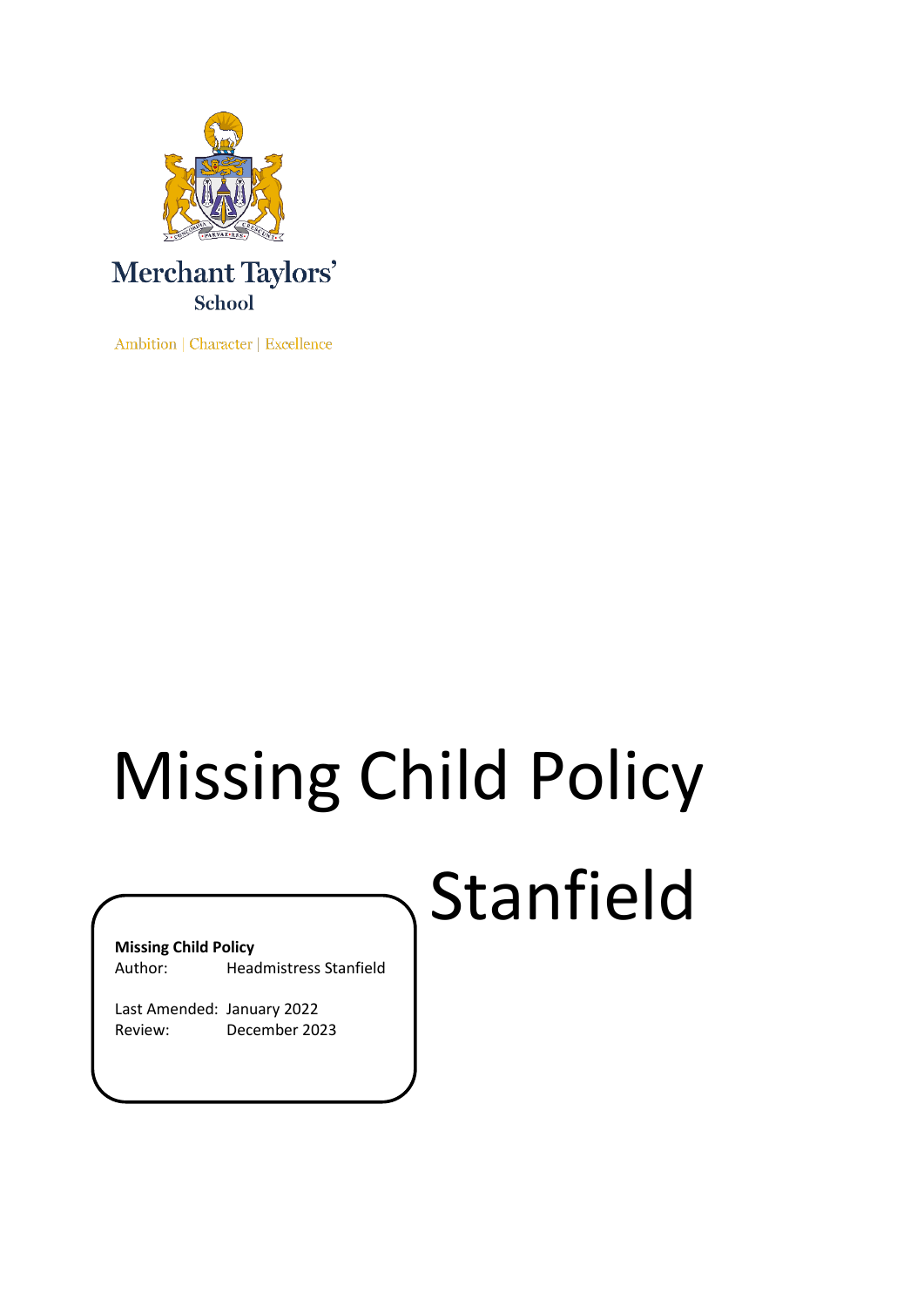Merchant Taylors'

School

Ambition | Character | Excellence

# Missing Child Policy

# Stanfield

**Missing Child Policy**

Author: Headmistress Stanfield

Last Amended: January 2022

Review: December 2023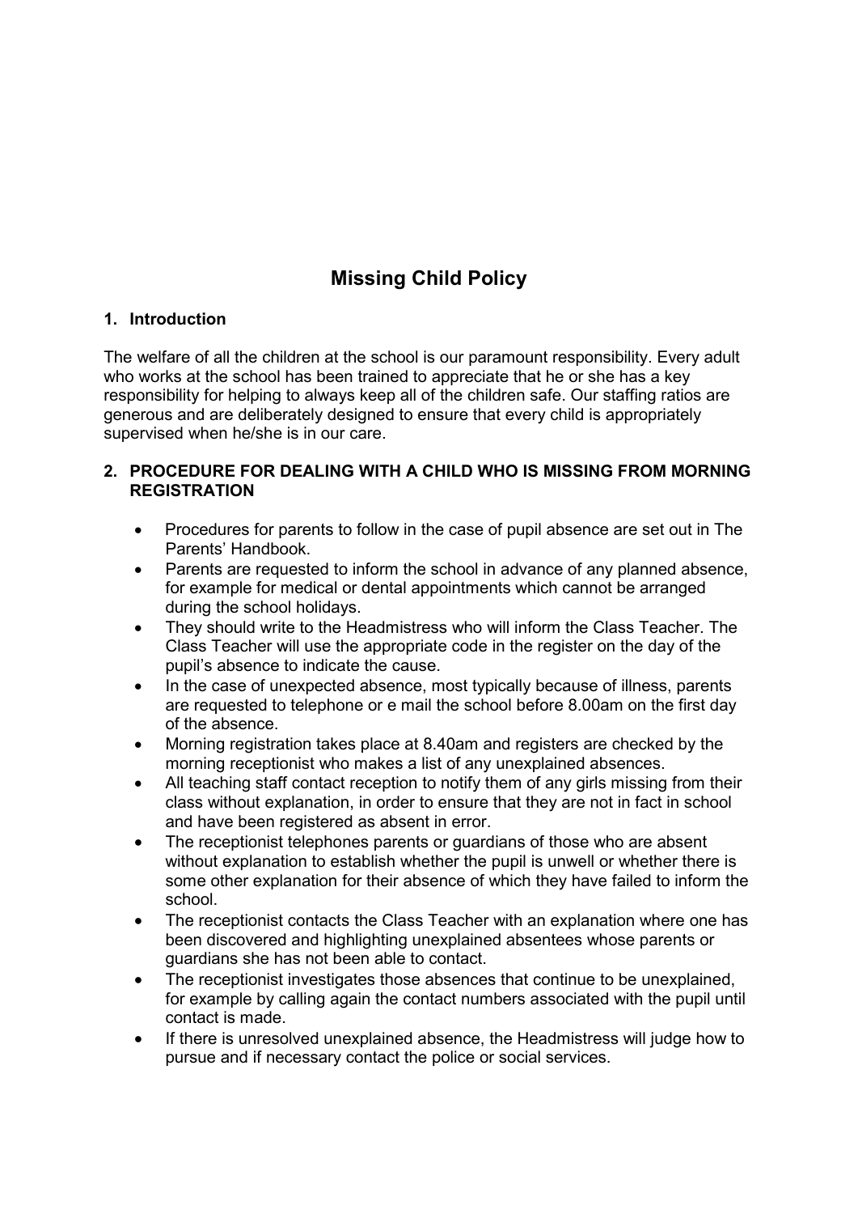# Missing Child Policy

## 1. Introduction

The welfare of all the children at the school is our paramount responsibility. Every adult who works at the school has been trained to appreciate that he or she has a key responsibility for helping to always keep all of the children safe. Our staffing ratios are generous and are deliberately designed to ensure that every child is appropriately supervised when he/she is in our care.

## 2. PROCEDURE FOR DEALING WITH A CHILD WHO IS MISSING FROM MORNING REGISTRATION

- Procedures for parents to follow in the case of pupil absence are set out in The Parents' Handbook.
- Parents are requested to inform the school in advance of any planned absence, for example for medical or dental appointments which cannot be arranged during the school holidays.
- They should write to the Headmistress who will inform the Class Teacher. The Class Teacher will use the appropriate code in the register on the day of the pupil's absence to indicate the cause.
- In the case of unexpected absence, most typically because of illness, parents are requested to telephone or e mail the school before 8.00am on the first day of the absence.
- Morning registration takes place at 8.40am and registers are checked by the morning receptionist who makes a list of any unexplained absences.
- All teaching staff contact reception to notify them of any girls missing from their class without explanation, in order to ensure that they are not in fact in school and have been registered as absent in error.
- The receptionist telephones parents or guardians of those who are absent without explanation to establish whether the pupil is unwell or whether there is some other explanation for their absence of which they have failed to inform the school.
- The receptionist contacts the Class Teacher with an explanation where one has been discovered and highlighting unexplained absentees whose parents or guardians she has not been able to contact.
- The receptionist investigates those absences that continue to be unexplained, for example by calling again the contact numbers associated with the pupil until contact is made.
- If there is unresolved unexplained absence, the Headmistress will judge how to pursue and if necessary contact the police or social services.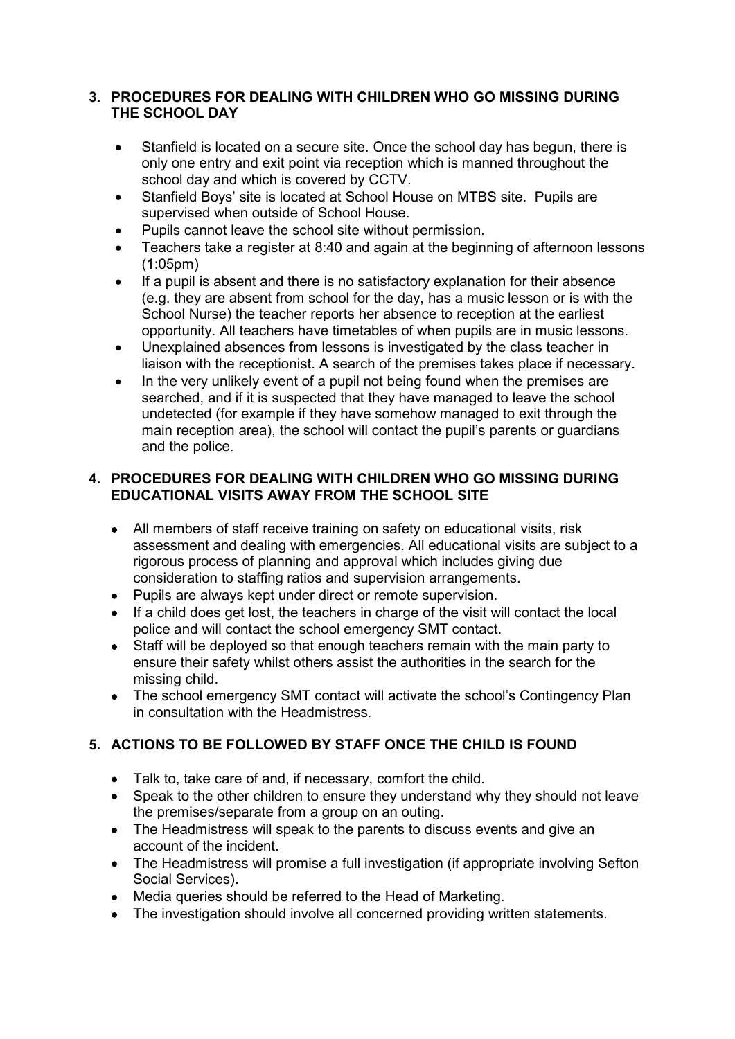## 3. PROCEDURES FOR DEALING WITH CHILDREN WHO GO MISSING DURING THE SCHOOL DAY

- Stanfield is located on a secure site. Once the school day has begun, there is only one entry and exit point via reception which is manned throughout the school day and which is covered by CCTV.
- Stanfield Boys' site is located at School House on MTBS site. Pupils are supervised when outside of School House.
- Pupils cannot leave the school site without permission.
- Teachers take a register at 8:40 and again at the beginning of afternoon lessons (1:05pm)
- If a pupil is absent and there is no satisfactory explanation for their absence (e.g. they are absent from school for the day, has a music lesson or is with the School Nurse) the teacher reports her absence to reception at the earliest opportunity. All teachers have timetables of when pupils are in music lessons.
- Unexplained absences from lessons is investigated by the class teacher in liaison with the receptionist. A search of the premises takes place if necessary.
- In the very unlikely event of a pupil not being found when the premises are searched, and if it is suspected that they have managed to leave the school undetected (for example if they have somehow managed to exit through the main reception area), the school will contact the pupil's parents or guardians and the police.

## 4. PROCEDURES FOR DEALING WITH CHILDREN WHO GO MISSING DURING EDUCATIONAL VISITS AWAY FROM THE SCHOOL SITE

- All members of staff receive training on safety on educational visits, risk assessment and dealing with emergencies. All educational visits are subject to a rigorous process of planning and approval which includes giving due consideration to staffing ratios and supervision arrangements.
- Pupils are always kept under direct or remote supervision.
- If a child does get lost, the teachers in charge of the visit will contact the local police and will contact the school emergency SMT contact.
- Staff will be deployed so that enough teachers remain with the main party to ensure their safety whilst others assist the authorities in the search for the missing child.
- The school emergency SMT contact will activate the school's Contingency Plan in consultation with the Headmistress.

## 5. ACTIONS TO BE FOLLOWED BY STAFF ONCE THE CHILD IS FOUND

- Talk to, take care of and, if necessary, comfort the child.
- Speak to the other children to ensure they understand why they should not leave the premises/separate from a group on an outing.
- The Headmistress will speak to the parents to discuss events and give an account of the incident.
- The Headmistress will promise a full investigation (if appropriate involving Sefton Social Services).
- Media queries should be referred to the Head of Marketing.
- The investigation should involve all concerned providing written statements.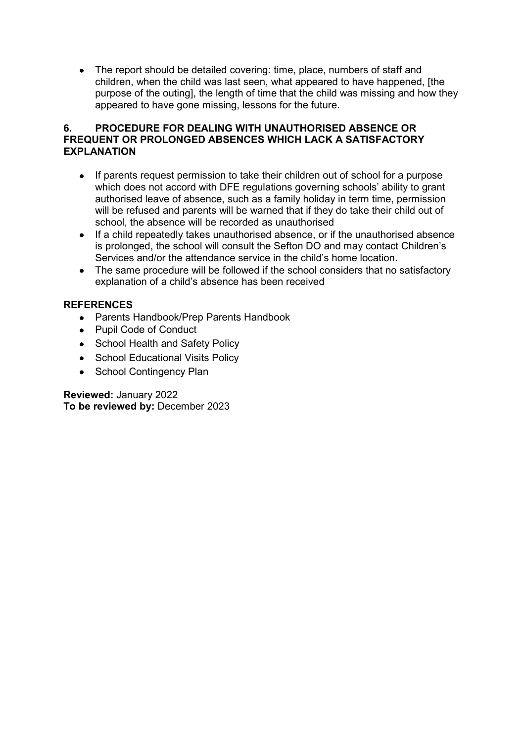- The report should be detailed covering: time, place, numbers of staff and children, when the child was last seen, what appeared to have happened, [the purpose of the outing], the length of time that the child was missing and how they appeared to have gone missing, lessons for the future.

## 6. PROCEDURE FOR DEALING WITH UNAUTHORISED ABSENCE OR FREQUENT OR PROLONGED ABSENCES WHICH LACK A SATISFACTORY EXPLANATION

- If parents request permission to take their children out of school for a purpose which does not accord with DFE regulations governing schools' ability to grant authorised leave of absence, such as a family holiday in term time, permission will be refused and parents will be warned that if they do take their child out of school, the absence will be recorded as unauthorised
- If a child repeatedly takes unauthorised absence, or if the unauthorised absence is prolonged, the school will consult the Sefton DO and may contact Children's Services and/or the attendance service in the child's home location.
- The same procedure will be followed if the school considers that no satisfactory explanation of a child's absence has been received

## REFERENCES

- Parents Handbook/Prep Parents Handbook
- Pupil Code of Conduct
- School Health and Safety Policy
- School Educational Visits Policy
- School Contingency Plan

**Reviewed:** January 2022
**To be reviewed by:** December 2023